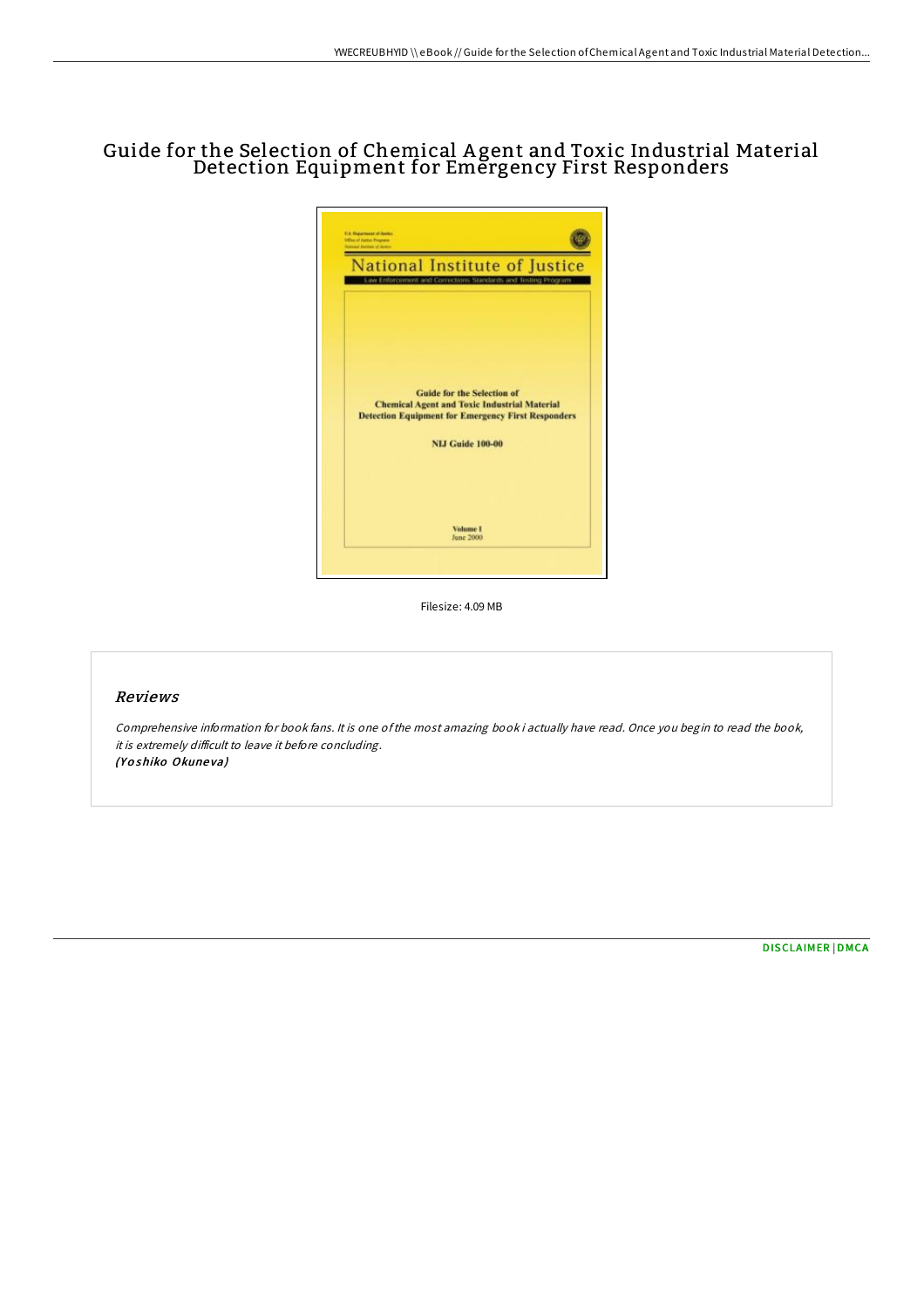# Guide for the Selection of Chemical Agent and Toxic Industrial Material Detection Equipment for Emergency First Responders

Filesize: 4.09 MB

## *Reviews*

*Comprehensive information for book fans. It is one of the most amazing book i actually have read. Once you begin to read the book, it is extremely difficult to leave it before concluding.*
***(Yoshiko Okuneva)***

DISCLAIMER | DMCA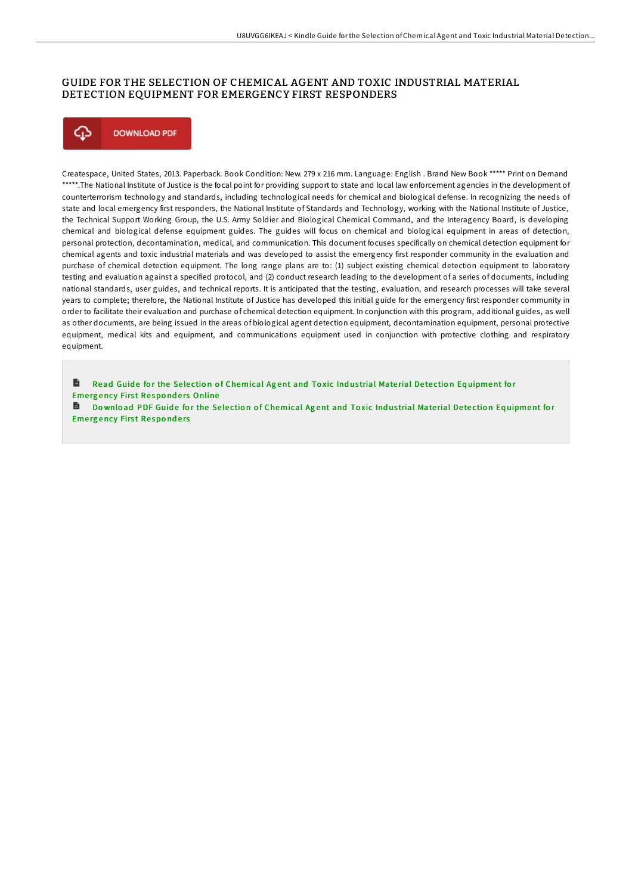# GUIDE FOR THE SELECTION OF CHEMICAL AGENT AND TOXIC INDUSTRIAL MATERIAL DETECTION EQUIPMENT FOR EMERGENCY FIRST RESPONDERS

DOWNLOAD PDF

Createspace, United States, 2013. Paperback. Book Condition: New. 279 x 216 mm. Language: English . Brand New Book ***** Print on Demand *****.The National Institute of Justice is the focal point for providing support to state and local law enforcement agencies in the development of counterterrorism technology and standards, including technological needs for chemical and biological defense. In recognizing the needs of state and local emergency first responders, the National Institute of Standards and Technology, working with the National Institute of Justice, the Technical Support Working Group, the U.S. Army Soldier and Biological Chemical Command, and the Interagency Board, is developing chemical and biological defense equipment guides. The guides will focus on chemical and biological equipment in areas of detection, personal protection, decontamination, medical, and communication. This document focuses specifically on chemical detection equipment for chemical agents and toxic industrial materials and was developed to assist the emergency first responder community in the evaluation and purchase of chemical detection equipment. The long range plans are to: (1) subject existing chemical detection equipment to laboratory testing and evaluation against a specified protocol, and (2) conduct research leading to the development of a series of documents, including national standards, user guides, and technical reports. It is anticipated that the testing, evaluation, and research processes will take several years to complete; therefore, the National Institute of Justice has developed this initial guide for the emergency first responder community in order to facilitate their evaluation and purchase of chemical detection equipment. In conjunction with this program, additional guides, as well as other documents, are being issued in the areas of biological agent detection equipment, decontamination equipment, personal protective equipment, medical kits and equipment, and communications equipment used in conjunction with protective clothing and respiratory equipment.

Read Guide for the Selection of Chemical Agent and Toxic Industrial Material Detection Equipment for Emergency First Responders Online

Download PDF Guide for the Selection of Chemical Agent and Toxic Industrial Material Detection Equipment for Emergency First Responders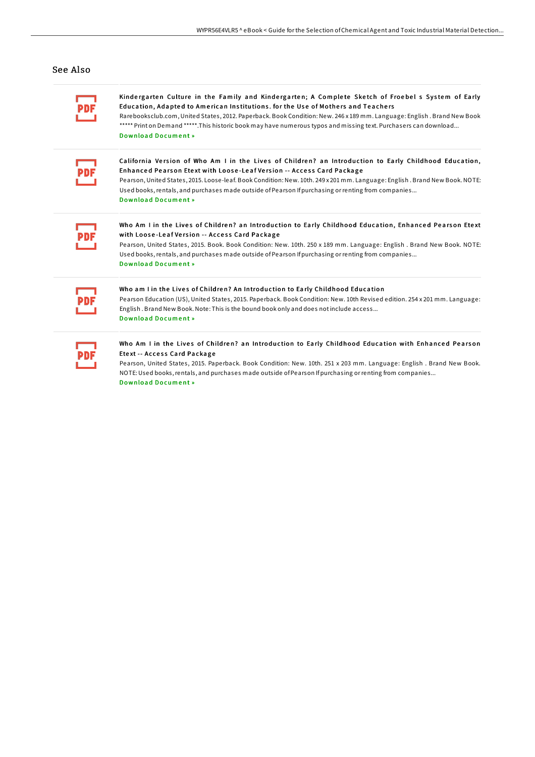## See Also

**Kindergarten Culture in the Family and Kindergarten; A Complete Sketch of Froebel s System of Early Education, Adapted to American Institutions. for the Use of Mothers and Teachers**

Rarebooksclub.com, United States, 2012. Paperback. Book Condition: New. 246 x 189 mm. Language: English . Brand New Book ***** Print on Demand *****.This historic book may have numerous typos and missing text. Purchasers can download...

Download Document »

**California Version of Who Am I in the Lives of Children? an Introduction to Early Childhood Education, Enhanced Pearson Etext with Loose-Leaf Version -- Access Card Package**

Pearson, United States, 2015. Loose-leaf. Book Condition: New. 10th. 249 x 201 mm. Language: English . Brand New Book. NOTE: Used books, rentals, and purchases made outside of Pearson If purchasing or renting from companies...

Download Document »

**Who Am I in the Lives of Children? an Introduction to Early Childhood Education, Enhanced Pearson Etext with Loose-Leaf Version -- Access Card Package**

Pearson, United States, 2015. Book. Book Condition: New. 10th. 250 x 189 mm. Language: English . Brand New Book. NOTE: Used books, rentals, and purchases made outside of Pearson If purchasing or renting from companies...

Download Document »

**Who am I in the Lives of Children? An Introduction to Early Childhood Education**

Pearson Education (US), United States, 2015. Paperback. Book Condition: New. 10th Revised edition. 254 x 201 mm. Language: English . Brand New Book. Note: This is the bound book only and does not include access...

Download Document »

**Who Am I in the Lives of Children? an Introduction to Early Childhood Education with Enhanced Pearson Etext -- Access Card Package**

Pearson, United States, 2015. Paperback. Book Condition: New. 10th. 251 x 203 mm. Language: English . Brand New Book. NOTE: Used books, rentals, and purchases made outside of Pearson If purchasing or renting from companies...

Download Document »